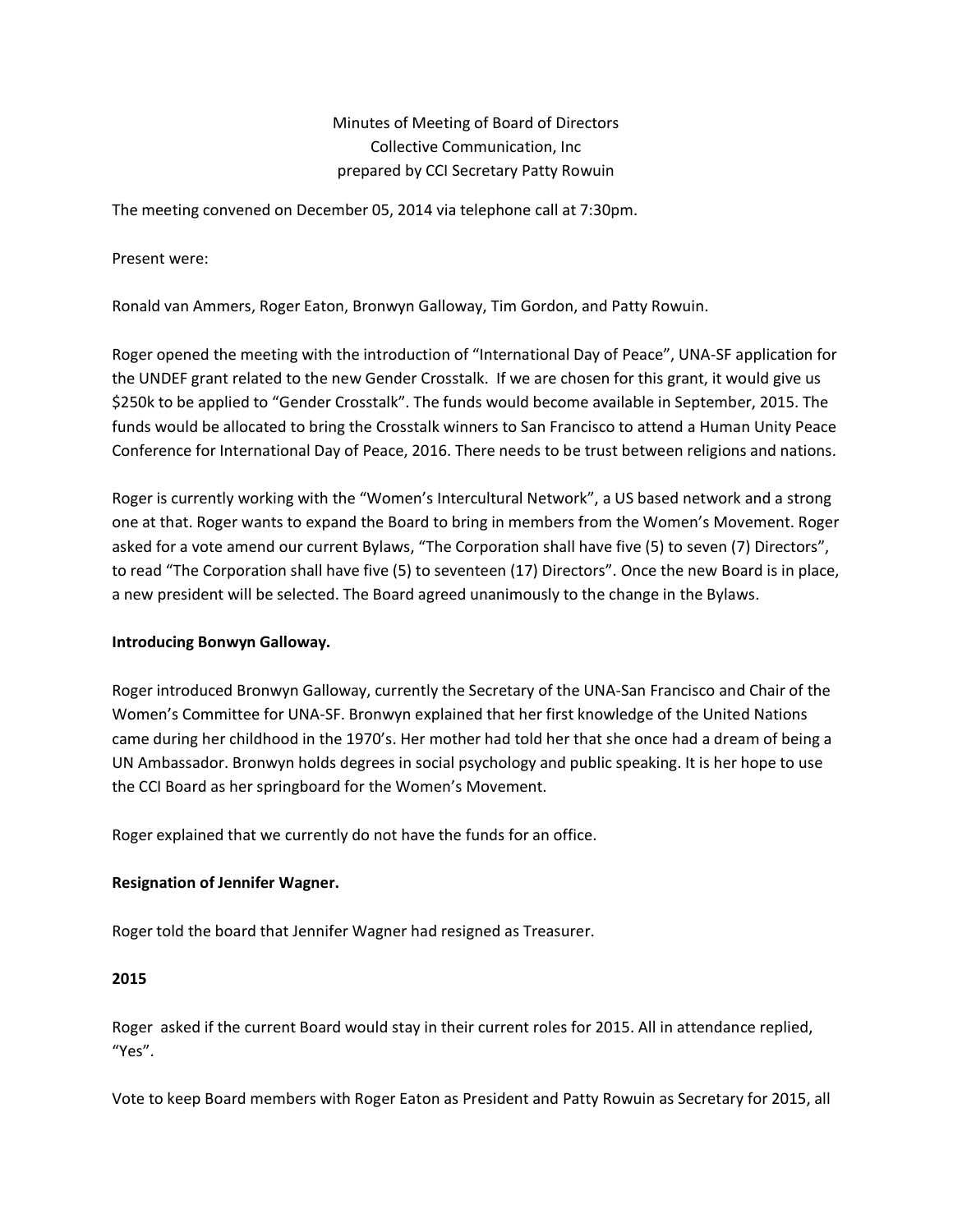Minutes of Meeting of Board of Directors
Collective Communication, Inc
prepared by CCI Secretary Patty Rowuin

The meeting convened on December 05, 2014 via telephone call at 7:30pm.

Present were:

Ronald van Ammers, Roger Eaton, Bronwyn Galloway, Tim Gordon, and Patty Rowuin.

Roger opened the meeting with the introduction of "International Day of Peace", UNA-SF application for the UNDEF grant related to the new Gender Crosstalk. If we are chosen for this grant, it would give us $250k to be applied to "Gender Crosstalk". The funds would become available in September, 2015. The funds would be allocated to bring the Crosstalk winners to San Francisco to attend a Human Unity Peace Conference for International Day of Peace, 2016. There needs to be trust between religions and nations.

Roger is currently working with the "Women's Intercultural Network", a US based network and a strong one at that. Roger wants to expand the Board to bring in members from the Women's Movement. Roger asked for a vote amend our current Bylaws, "The Corporation shall have five (5) to seven (7) Directors", to read "The Corporation shall have five (5) to seventeen (17) Directors". Once the new Board is in place, a new president will be selected. The Board agreed unanimously to the change in the Bylaws.

**Introducing Bonwyn Galloway.**

Roger introduced Bronwyn Galloway, currently the Secretary of the UNA-San Francisco and Chair of the Women's Committee for UNA-SF. Bronwyn explained that her first knowledge of the United Nations came during her childhood in the 1970's. Her mother had told her that she once had a dream of being a UN Ambassador. Bronwyn holds degrees in social psychology and public speaking. It is her hope to use the CCI Board as her springboard for the Women's Movement.

Roger explained that we currently do not have the funds for an office.

**Resignation of Jennifer Wagner.**

Roger told the board that Jennifer Wagner had resigned as Treasurer.

**2015**

Roger asked if the current Board would stay in their current roles for 2015. All in attendance replied, "Yes".

Vote to keep Board members with Roger Eaton as President and Patty Rowuin as Secretary for 2015, all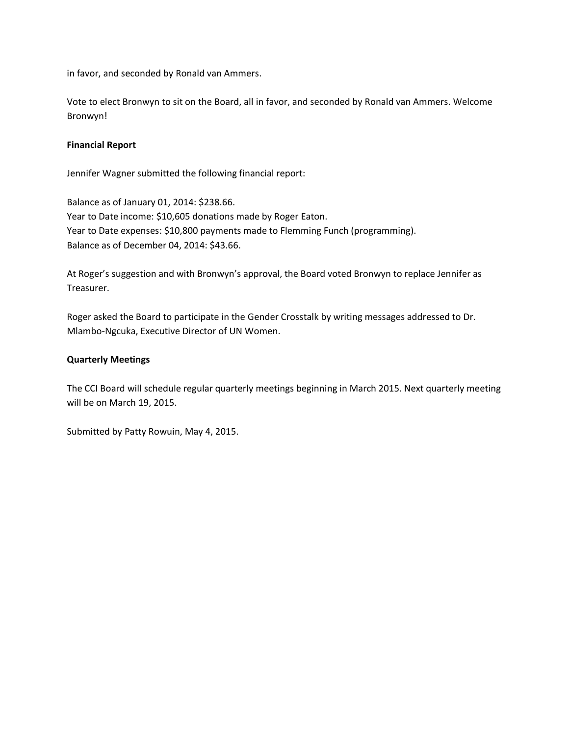in favor, and seconded by Ronald van Ammers.

Vote to elect Bronwyn to sit on the Board, all in favor, and seconded by Ronald van Ammers. Welcome Bronwyn!

**Financial Report**

Jennifer Wagner submitted the following financial report:

Balance as of January 01, 2014: $238.66.
Year to Date income: $10,605 donations made by Roger Eaton.
Year to Date expenses: $10,800 payments made to Flemming Funch (programming).
Balance as of December 04, 2014: $43.66.

At Roger's suggestion and with Bronwyn's approval, the Board voted Bronwyn to replace Jennifer as Treasurer.

Roger asked the Board to participate in the Gender Crosstalk by writing messages addressed to Dr. Mlambo-Ngcuka, Executive Director of UN Women.

**Quarterly Meetings**

The CCI Board will schedule regular quarterly meetings beginning in March 2015. Next quarterly meeting will be on March 19, 2015.

Submitted by Patty Rowuin, May 4, 2015.